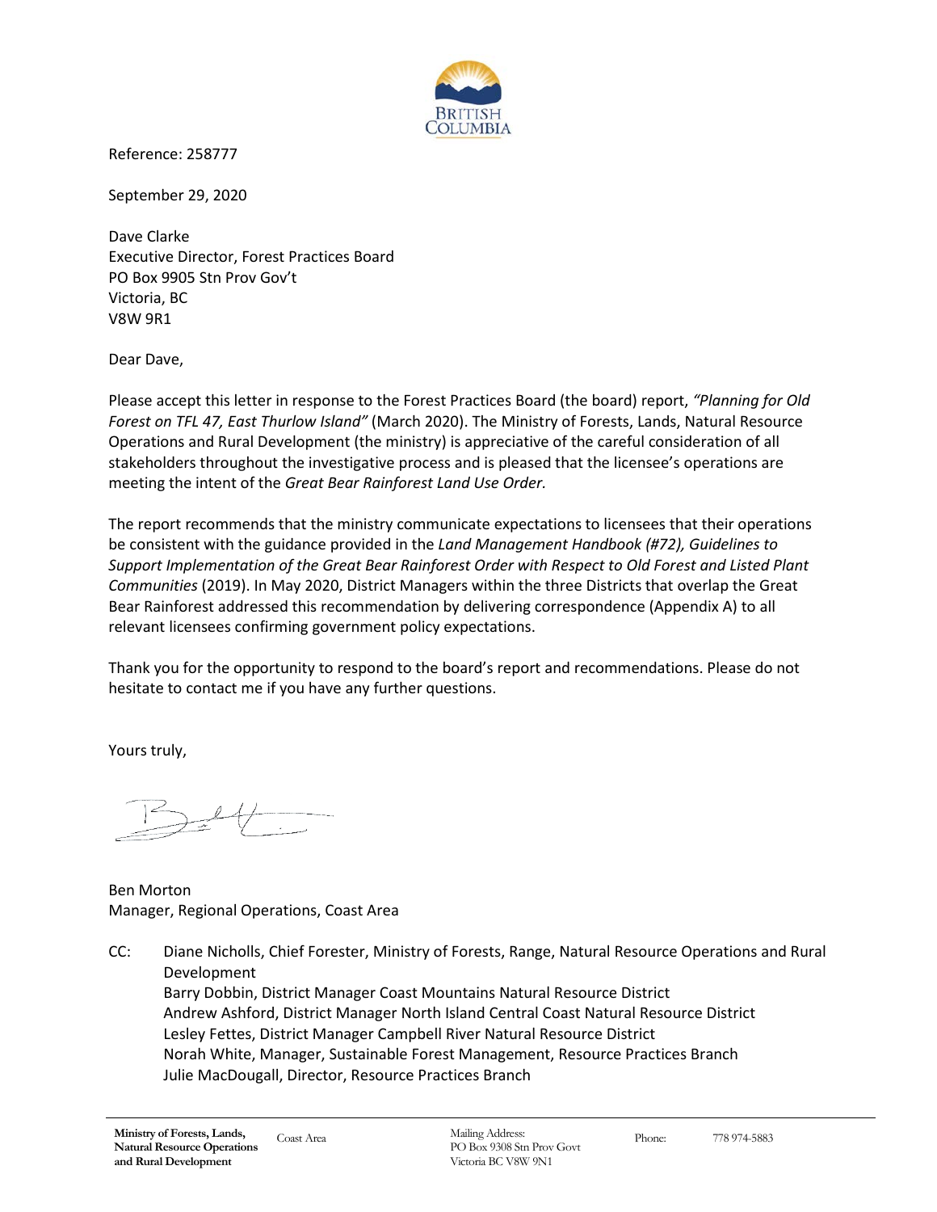Reference: 258777

September 29, 2020

Dave Clarke
Executive Director, Forest Practices Board
PO Box 9905 Stn Prov Gov't
Victoria, BC
V8W 9R1

Dear Dave,

Please accept this letter in response to the Forest Practices Board (the board) report, *"Planning for Old Forest on TFL 47, East Thurlow Island"* (March 2020). The Ministry of Forests, Lands, Natural Resource Operations and Rural Development (the ministry) is appreciative of the careful consideration of all stakeholders throughout the investigative process and is pleased that the licensee's operations are meeting the intent of the *Great Bear Rainforest Land Use Order.*

The report recommends that the ministry communicate expectations to licensees that their operations be consistent with the guidance provided in the *Land Management Handbook (#72), Guidelines to Support Implementation of the Great Bear Rainforest Order with Respect to Old Forest and Listed Plant Communities* (2019). In May 2020, District Managers within the three Districts that overlap the Great Bear Rainforest addressed this recommendation by delivering correspondence (Appendix A) to all relevant licensees confirming government policy expectations.

Thank you for the opportunity to respond to the board's report and recommendations. Please do not hesitate to contact me if you have any further questions.

Yours truly,

Ben Morton
Manager, Regional Operations, Coast Area

CC: Diane Nicholls, Chief Forester, Ministry of Forests, Range, Natural Resource Operations and Rural Development
Barry Dobbin, District Manager Coast Mountains Natural Resource District
Andrew Ashford, District Manager North Island Central Coast Natural Resource District
Lesley Fettes, District Manager Campbell River Natural Resource District
Norah White, Manager, Sustainable Forest Management, Resource Practices Branch
Julie MacDougall, Director, Resource Practices Branch

**Ministry of Forests, Lands, Natural Resource Operations and Rural Development** | Coast Area | Mailing Address: PO Box 9308 Stn Prov Govt Victoria BC V8W 9N1 | Phone: 778 974-5883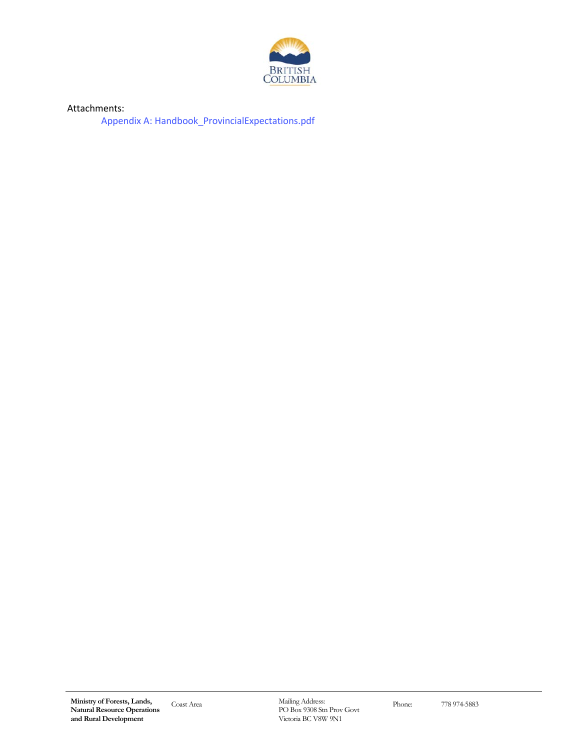Attachments:

Appendix A: Handbook_ProvincialExpectations.pdf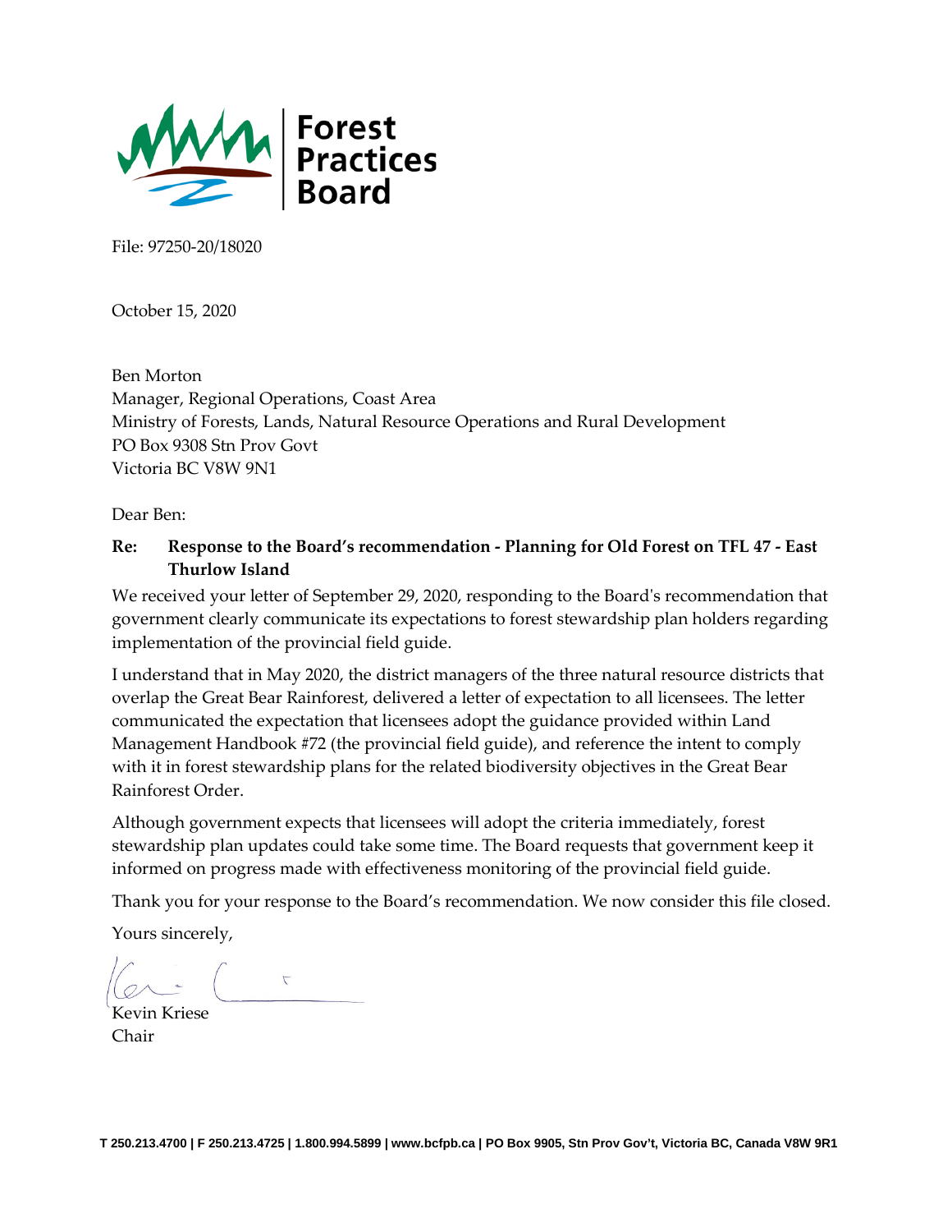Forest Practices Board

File: 97250-20/18020

October 15, 2020

Ben Morton
Manager, Regional Operations, Coast Area
Ministry of Forests, Lands, Natural Resource Operations and Rural Development
PO Box 9308 Stn Prov Govt
Victoria BC V8W 9N1

Dear Ben:

**Re: Response to the Board's recommendation - Planning for Old Forest on TFL 47 - East Thurlow Island**

We received your letter of September 29, 2020, responding to the Board's recommendation that government clearly communicate its expectations to forest stewardship plan holders regarding implementation of the provincial field guide.

I understand that in May 2020, the district managers of the three natural resource districts that overlap the Great Bear Rainforest, delivered a letter of expectation to all licensees. The letter communicated the expectation that licensees adopt the guidance provided within Land Management Handbook #72 (the provincial field guide), and reference the intent to comply with it in forest stewardship plans for the related biodiversity objectives in the Great Bear Rainforest Order.

Although government expects that licensees will adopt the criteria immediately, forest stewardship plan updates could take some time. The Board requests that government keep it informed on progress made with effectiveness monitoring of the provincial field guide.

Thank you for your response to the Board's recommendation. We now consider this file closed.

Yours sincerely,

Kevin Kriese
Chair

T 250.213.4700 | F 250.213.4725 | 1.800.994.5899 | www.bcfpb.ca | PO Box 9905, Stn Prov Gov't, Victoria BC, Canada V8W 9R1